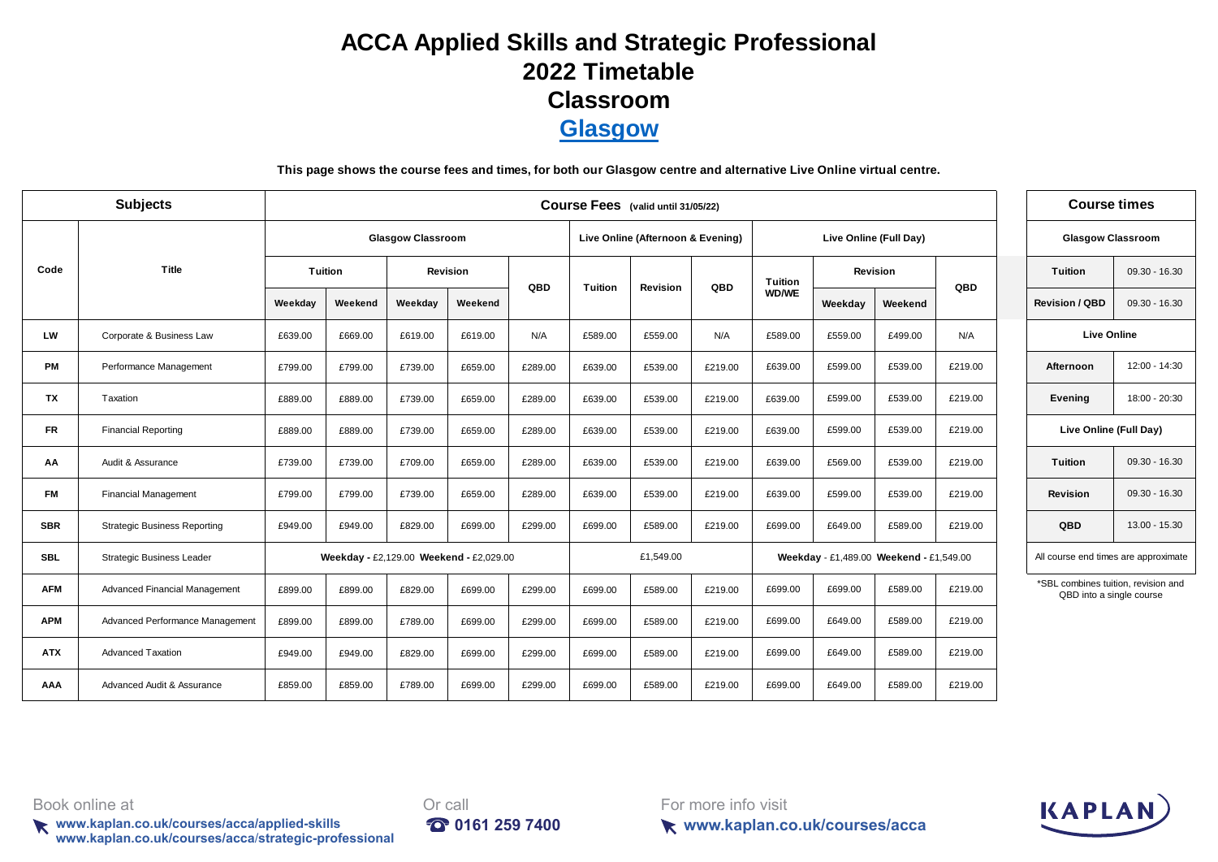# ACCA Applied Skills and Strategic Professional
# 2022 Timetable
# Classroom
# Glasgow

**This page shows the course fees and times, for both our Glasgow centre and alternative Live Online virtual centre.**

| Subjects | | Course Fees (valid until 31/05/22) | | | | | | | | | | | | |
|---|---|---|---|---|---|---|---|---|---|---|---|---|---|---|
| Code | Title | Glasgow Classroom | | | | | Live Online (Afternoon & Evening) | | | Live Online (Full Day) | | | | |
| | | Tuition | | Revision | | QBD | Tuition | Revision | QBD | Tuition WD/WE | Revision | | QBD | |
| | | Weekday | Weekend | Weekday | Weekend | | | | | | Weekday | Weekend | | |
| LW | Corporate & Business Law | £639.00 | £669.00 | £619.00 | £619.00 | N/A | £589.00 | £559.00 | N/A | £589.00 | £559.00 | £499.00 | N/A | |
| PM | Performance Management | £799.00 | £799.00 | £739.00 | £659.00 | £289.00 | £639.00 | £539.00 | £219.00 | £639.00 | £599.00 | £539.00 | £219.00 | |
| TX | Taxation | £889.00 | £889.00 | £739.00 | £659.00 | £289.00 | £639.00 | £539.00 | £219.00 | £639.00 | £599.00 | £539.00 | £219.00 | |
| FR | Financial Reporting | £889.00 | £889.00 | £739.00 | £659.00 | £289.00 | £639.00 | £539.00 | £219.00 | £639.00 | £599.00 | £539.00 | £219.00 | |
| AA | Audit & Assurance | £739.00 | £739.00 | £709.00 | £659.00 | £289.00 | £639.00 | £539.00 | £219.00 | £639.00 | £569.00 | £539.00 | £219.00 | |
| FM | Financial Management | £799.00 | £799.00 | £739.00 | £659.00 | £289.00 | £639.00 | £539.00 | £219.00 | £639.00 | £599.00 | £539.00 | £219.00 | |
| SBR | Strategic Business Reporting | £949.00 | £949.00 | £829.00 | £699.00 | £299.00 | £699.00 | £589.00 | £219.00 | £699.00 | £649.00 | £589.00 | £219.00 | |
| SBL | Strategic Business Leader | **Weekday** - £2,129.00 **Weekend** - £2,029.00 | | | | | £1,549.00 | | | **Weekday** - £1,489.00 **Weekend** - £1,549.00 | | | | |
| AFM | Advanced Financial Management | £899.00 | £899.00 | £829.00 | £699.00 | £299.00 | £699.00 | £589.00 | £219.00 | £699.00 | £699.00 | £589.00 | £219.00 | |
| APM | Advanced Performance Management | £899.00 | £899.00 | £789.00 | £699.00 | £299.00 | £699.00 | £589.00 | £219.00 | £699.00 | £649.00 | £589.00 | £219.00 | |
| ATX | Advanced Taxation | £949.00 | £949.00 | £829.00 | £699.00 | £299.00 | £699.00 | £589.00 | £219.00 | £699.00 | £649.00 | £589.00 | £219.00 | |
| AAA | Advanced Audit & Assurance | £859.00 | £859.00 | £789.00 | £699.00 | £299.00 | £699.00 | £589.00 | £219.00 | £699.00 | £649.00 | £589.00 | £219.00 | |

| Course times | |
|---|---|
| **Glasgow Classroom** | |
| **Tuition** | 09.30 - 16.30 |
| **Revision / QBD** | 09.30 - 16.30 |
| **Live Online** | |
| **Afternoon** | 12:00 - 14:30 |
| **Evening** | 18:00 - 20:30 |
| **Live Online (Full Day)** | |
| **Tuition** | 09.30 - 16.30 |
| **Revision** | 09.30 - 16.30 |
| **QBD** | 13.00 - 15.30 |
| All course end times are approximate | |

*SBL combines tuition, revision and QBD into a single course

Book online at
www.kaplan.co.uk/courses/acca/applied-skills
www.kaplan.co.uk/courses/acca/strategic-professional

Or call
0161 259 7400

For more info visit
www.kaplan.co.uk/courses/acca

KAPLAN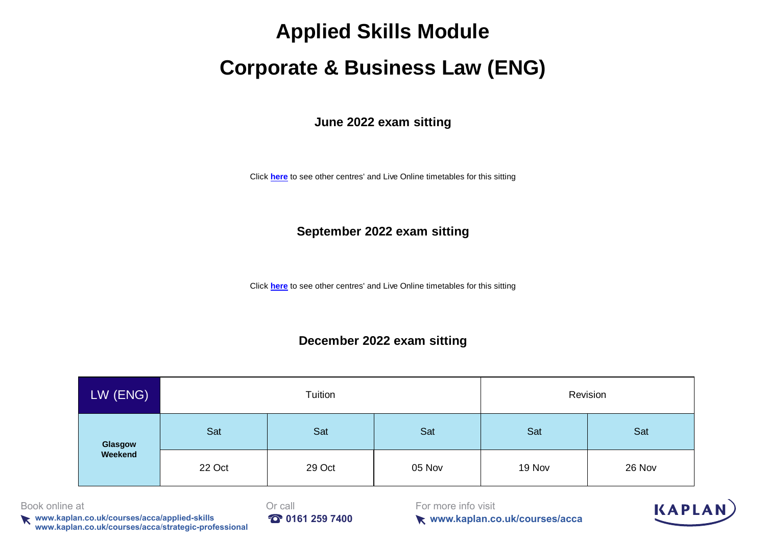# Applied Skills Module

# Corporate & Business Law (ENG)

### June 2022 exam sitting

Click **here** to see other centres' and Live Online timetables for this sitting

### September 2022 exam sitting

Click **here** to see other centres' and Live Online timetables for this sitting

### December 2022 exam sitting

| LW (ENG) | Tuition | | | Revision | |
|---|---|---|---|---|---|
| **Glasgow Weekend** | Sat | Sat | Sat | Sat | Sat |
| | 22 Oct | 29 Oct | 05 Nov | 19 Nov | 26 Nov |

Book online at
www.kaplan.co.uk/courses/acca/applied-skills
www.kaplan.co.uk/courses/acca/strategic-professional

Or call
0161 259 7400

For more info visit
www.kaplan.co.uk/courses/acca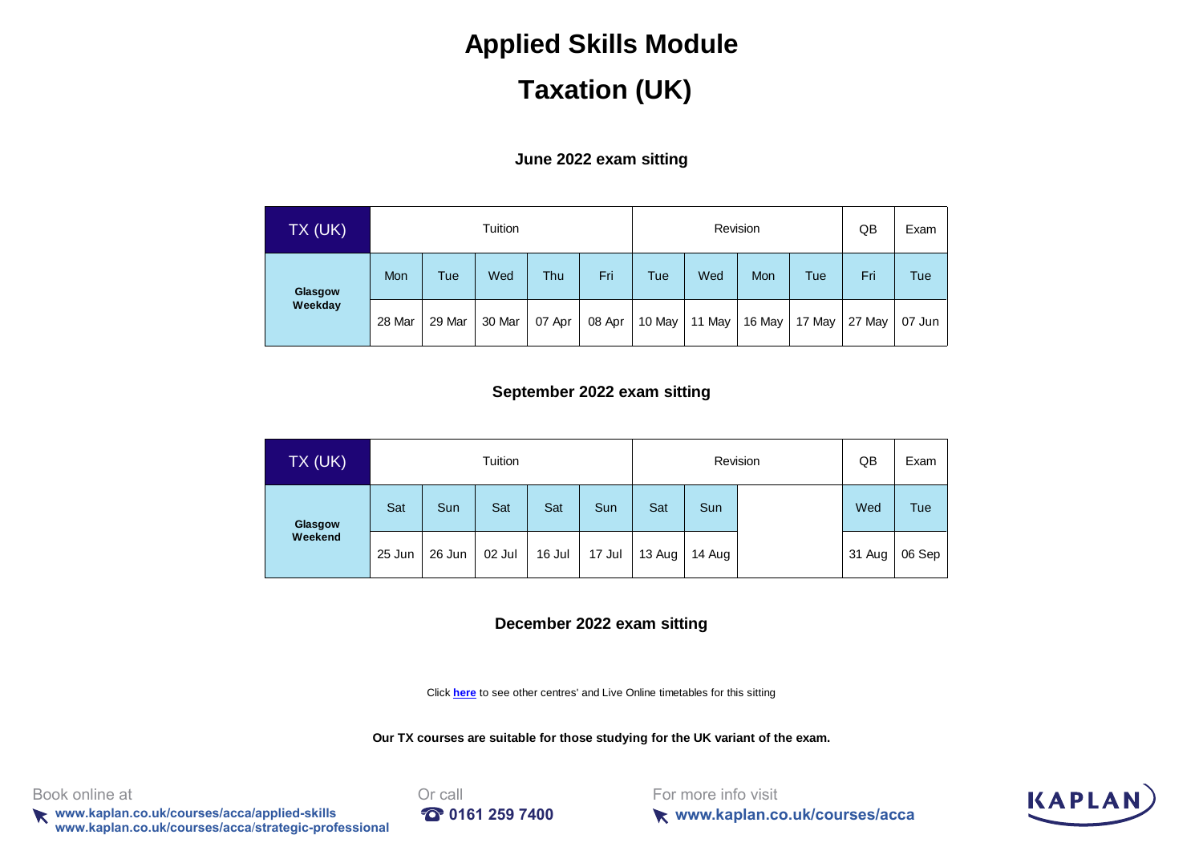# Applied Skills Module

# Taxation (UK)

### June 2022 exam sitting

| TX (UK) | Tuition | | | | | Revision | | | | QB | Exam |
|---|---|---|---|---|---|---|---|---|---|---|---|
| **Glasgow Weekday** | Mon | Tue | Wed | Thu | Fri | Tue | Wed | Mon | Tue | Fri | Tue |
| | 28 Mar | 29 Mar | 30 Mar | 07 Apr | 08 Apr | 10 May | 11 May | 16 May | 17 May | 27 May | 07 Jun |

### September 2022 exam sitting

| TX (UK) | Tuition | | | | | Revision | | | | QB | Exam |
|---|---|---|---|---|---|---|---|---|---|---|---|
| **Glasgow Weekend** | Sat | Sun | Sat | Sat | Sun | Sat | Sun | | | Wed | Tue |
| | 25 Jun | 26 Jun | 02 Jul | 16 Jul | 17 Jul | 13 Aug | 14 Aug | | | 31 Aug | 06 Sep |

### December 2022 exam sitting

Click **here** to see other centres' and Live Online timetables for this sitting

**Our TX courses are suitable for those studying for the UK variant of the exam.**

Book online at
**www.kaplan.co.uk/courses/acca/applied-skills**
**www.kaplan.co.uk/courses/acca/strategic-professional**

Or call
**0161 259 7400**

For more info visit
**www.kaplan.co.uk/courses/acca**

KAPLAN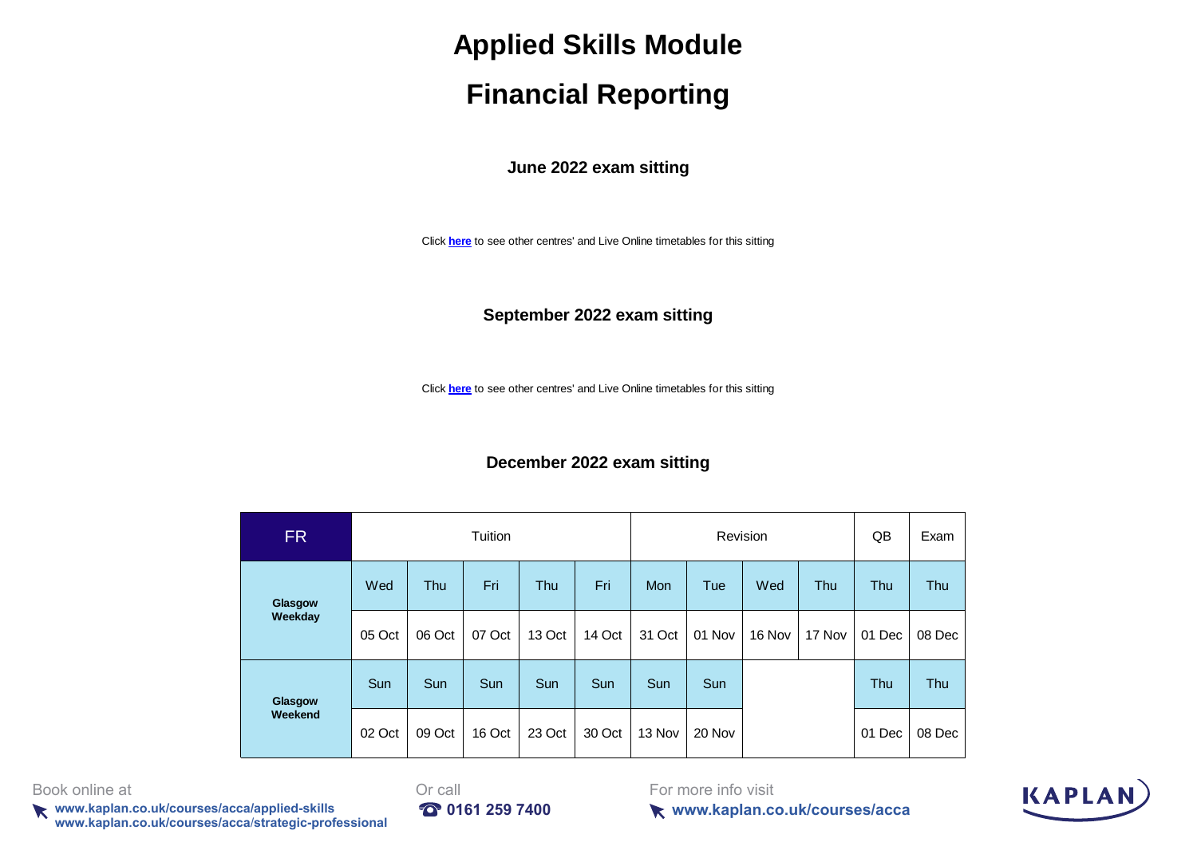# Applied Skills Module

# Financial Reporting

### June 2022 exam sitting

Click **here** to see other centres' and Live Online timetables for this sitting

### September 2022 exam sitting

Click **here** to see other centres' and Live Online timetables for this sitting

### December 2022 exam sitting

| FR | Tuition | | | | | Revision | | | | QB | Exam |
|---|---|---|---|---|---|---|---|---|---|---|---|
| **Glasgow Weekday** | Wed | Thu | Fri | Thu | Fri | Mon | Tue | Wed | Thu | Thu | Thu |
| | 05 Oct | 06 Oct | 07 Oct | 13 Oct | 14 Oct | 31 Oct | 01 Nov | 16 Nov | 17 Nov | 01 Dec | 08 Dec |
| **Glasgow Weekend** | Sun | Sun | Sun | Sun | Sun | Sun | Sun | | | Thu | Thu |
| | 02 Oct | 09 Oct | 16 Oct | 23 Oct | 30 Oct | 13 Nov | 20 Nov | | | 01 Dec | 08 Dec |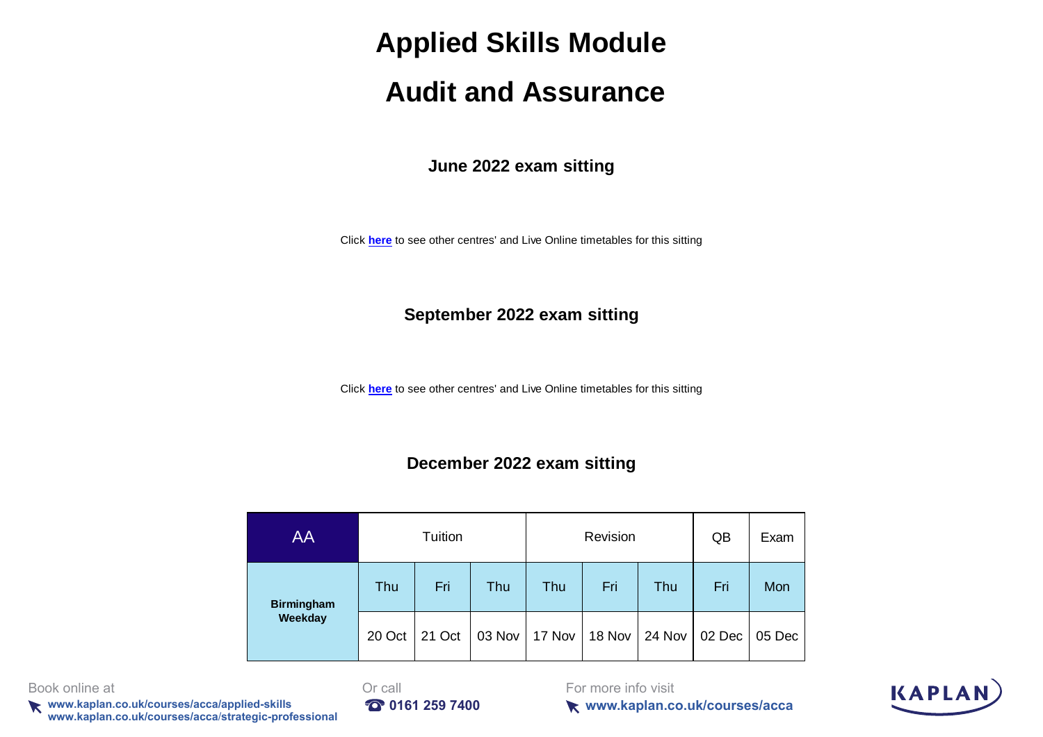# Applied Skills Module

# Audit and Assurance

### June 2022 exam sitting

Click **here** to see other centres' and Live Online timetables for this sitting

### September 2022 exam sitting

Click **here** to see other centres' and Live Online timetables for this sitting

### December 2022 exam sitting

| AA | Tuition | | | Revision | | | QB | Exam |
|---|---|---|---|---|---|---|---|---|
| **Birmingham Weekday** | Thu | Fri | Thu | Thu | Fri | Thu | Fri | Mon |
| | 20 Oct | 21 Oct | 03 Nov | 17 Nov | 18 Nov | 24 Nov | 02 Dec | 05 Dec |

Book online at
**www.kaplan.co.uk/courses/acca/applied-skills**
**www.kaplan.co.uk/courses/acca/strategic-professional**

Or call
**0161 259 7400**

For more info visit
**www.kaplan.co.uk/courses/acca**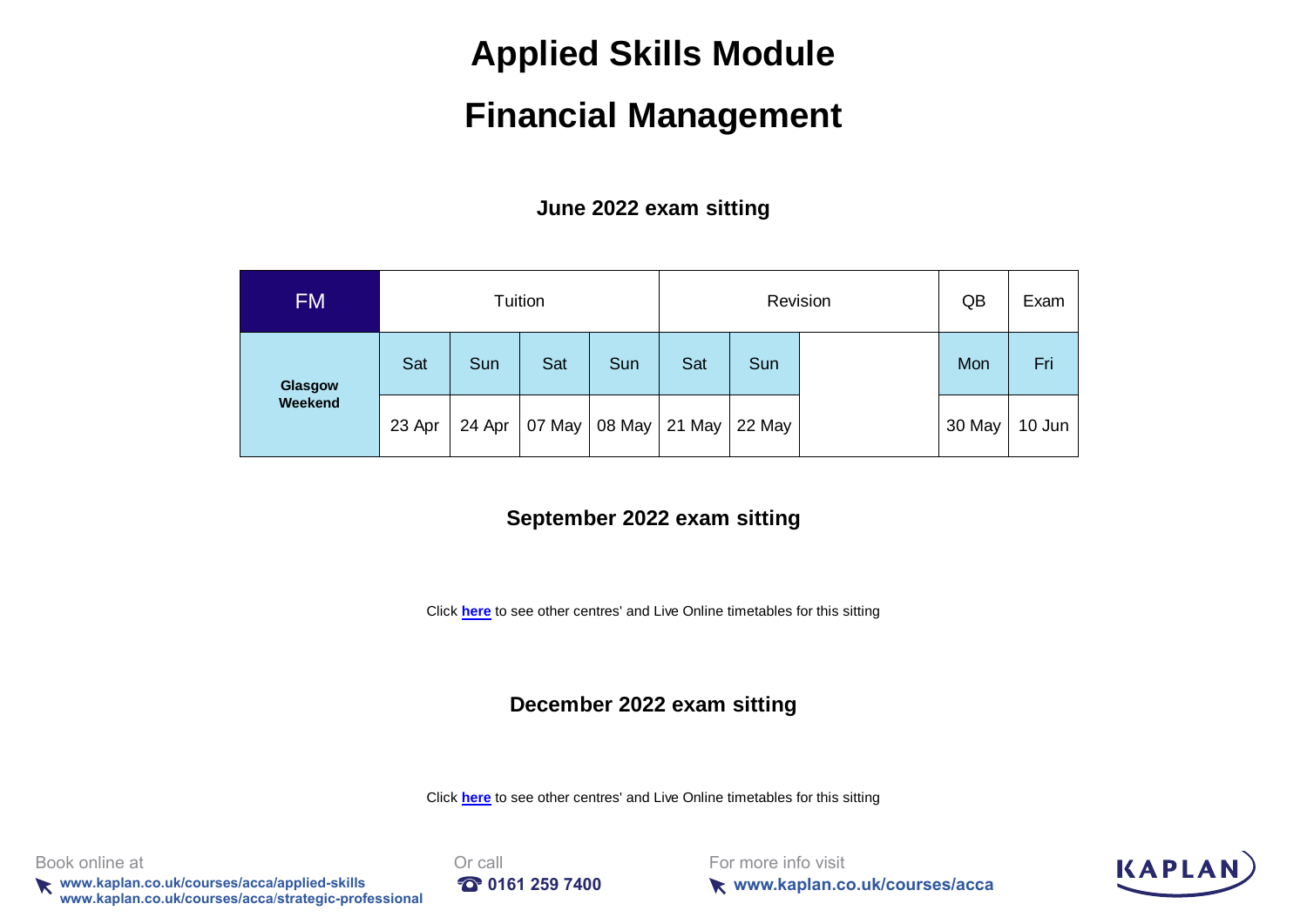# Applied Skills Module

# Financial Management

### June 2022 exam sitting

| FM | Tuition | | | | Revision | | | QB | Exam |
|---|---|---|---|---|---|---|---|---|---|
| **Glasgow Weekend** | Sat | Sun | Sat | Sun | Sat | Sun | | Mon | Fri |
| | 23 Apr | 24 Apr | 07 May | 08 May | 21 May | 22 May | | 30 May | 10 Jun |

### September 2022 exam sitting

Click **here** to see other centres' and Live Online timetables for this sitting

### December 2022 exam sitting

Click **here** to see other centres' and Live Online timetables for this sitting

Book online at
**www.kaplan.co.uk/courses/acca/applied-skills**
**www.kaplan.co.uk/courses/acca/strategic-professional**

Or call
**0161 259 7400**

For more info visit
**www.kaplan.co.uk/courses/acca**

KAPLAN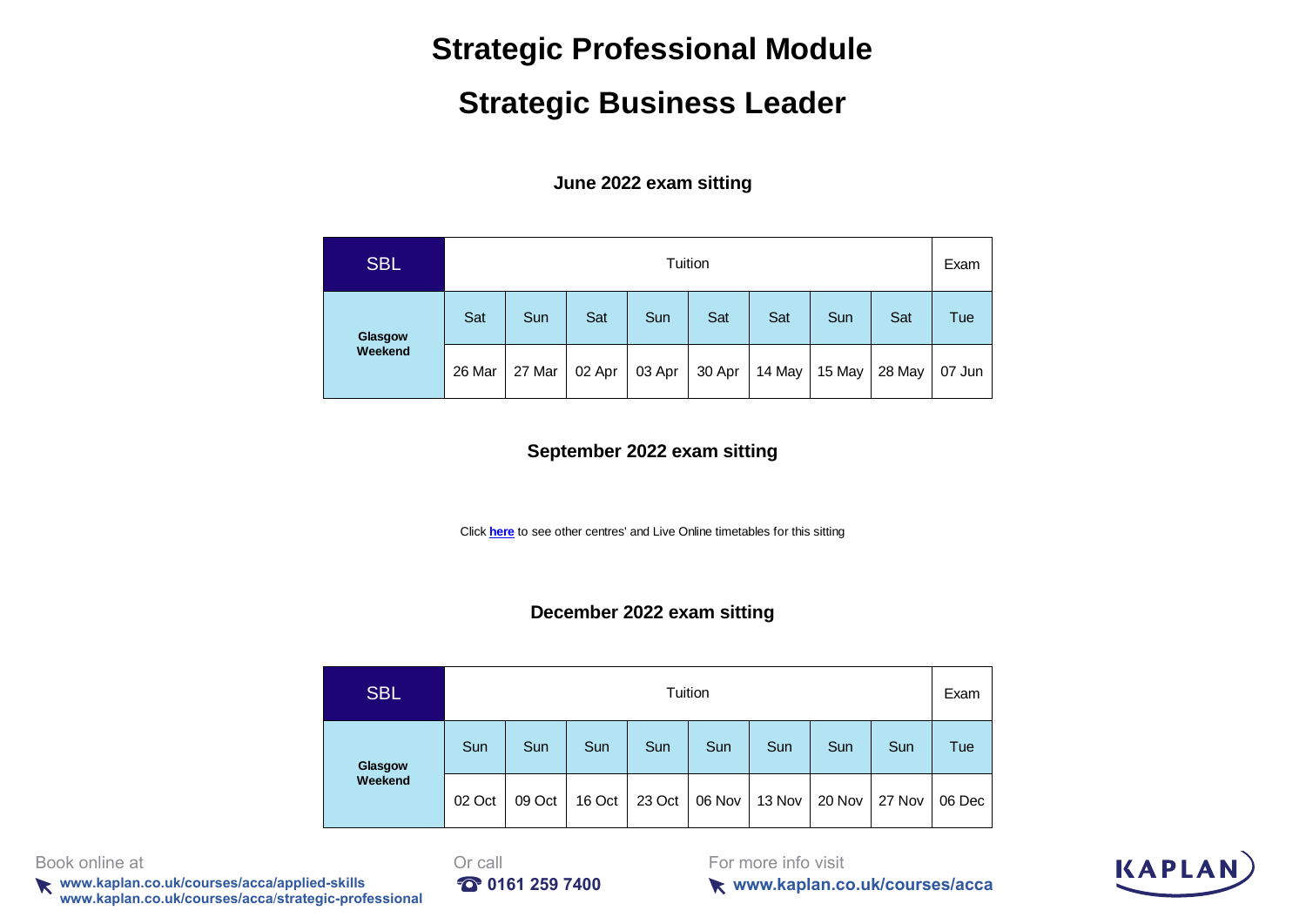# Strategic Professional Module

# Strategic Business Leader

### June 2022 exam sitting

| SBL | Tuition | | | | | | | | Exam |
|---|---|---|---|---|---|---|---|---|---|
| **Glasgow Weekend** | Sat | Sun | Sat | Sun | Sat | Sat | Sun | Sat | Tue |
| | 26 Mar | 27 Mar | 02 Apr | 03 Apr | 30 Apr | 14 May | 15 May | 28 May | 07 Jun |

### September 2022 exam sitting

Click **here** to see other centres' and Live Online timetables for this sitting

### December 2022 exam sitting

| SBL | Tuition | | | | | | | | Exam |
|---|---|---|---|---|---|---|---|---|---|
| **Glasgow Weekend** | Sun | Sun | Sun | Sun | Sun | Sun | Sun | Sun | Tue |
| | 02 Oct | 09 Oct | 16 Oct | 23 Oct | 06 Nov | 13 Nov | 20 Nov | 27 Nov | 06 Dec |

Book online at
**www.kaplan.co.uk/courses/acca/applied-skills**
**www.kaplan.co.uk/courses/acca/strategic-professional**

Or call
**0161 259 7400**

For more info visit
**www.kaplan.co.uk/courses/acca**

KAPLAN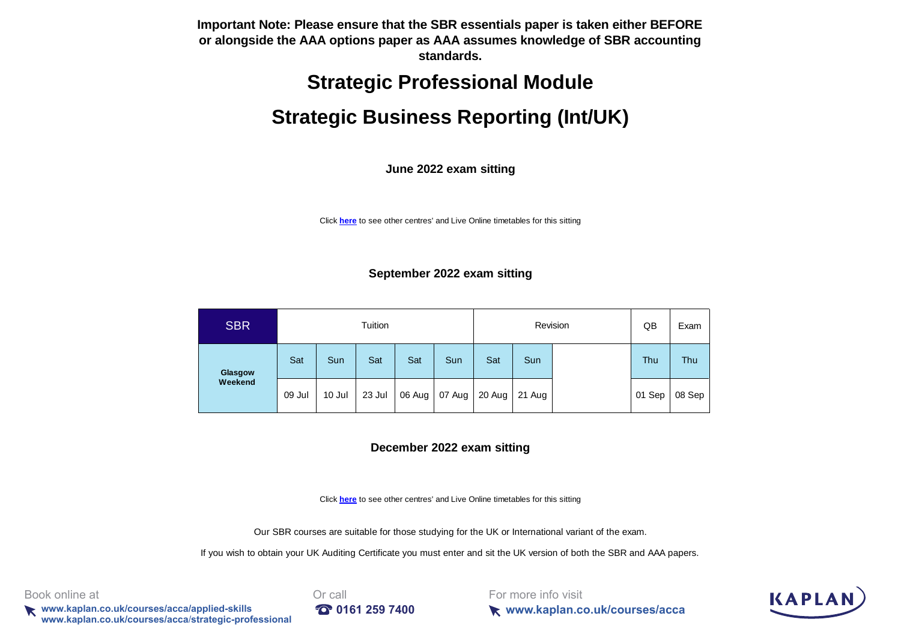**Important Note: Please ensure that the SBR essentials paper is taken either BEFORE or alongside the AAA options paper as AAA assumes knowledge of SBR accounting standards.**

# Strategic Professional Module

# Strategic Business Reporting (Int/UK)

### June 2022 exam sitting

Click **here** to see other centres' and Live Online timetables for this sitting

### September 2022 exam sitting

| SBR | Tuition | | | | | Revision | | | QB | Exam |
|---|---|---|---|---|---|---|---|---|---|---|
| Glasgow Weekend | Sat | Sun | Sat | Sat | Sun | Sat | Sun | | Thu | Thu |
| | 09 Jul | 10 Jul | 23 Jul | 06 Aug | 07 Aug | 20 Aug | 21 Aug | | 01 Sep | 08 Sep |

### December 2022 exam sitting

Click **here** to see other centres' and Live Online timetables for this sitting

Our SBR courses are suitable for those studying for the UK or International variant of the exam.

If you wish to obtain your UK Auditing Certificate you must enter and sit the UK version of both the SBR and AAA papers.

Book online at
**www.kaplan.co.uk/courses/acca/applied-skills**
**www.kaplan.co.uk/courses/acca/strategic-professional**

Or call
**0161 259 7400**

For more info visit
**www.kaplan.co.uk/courses/acca**

KAPLAN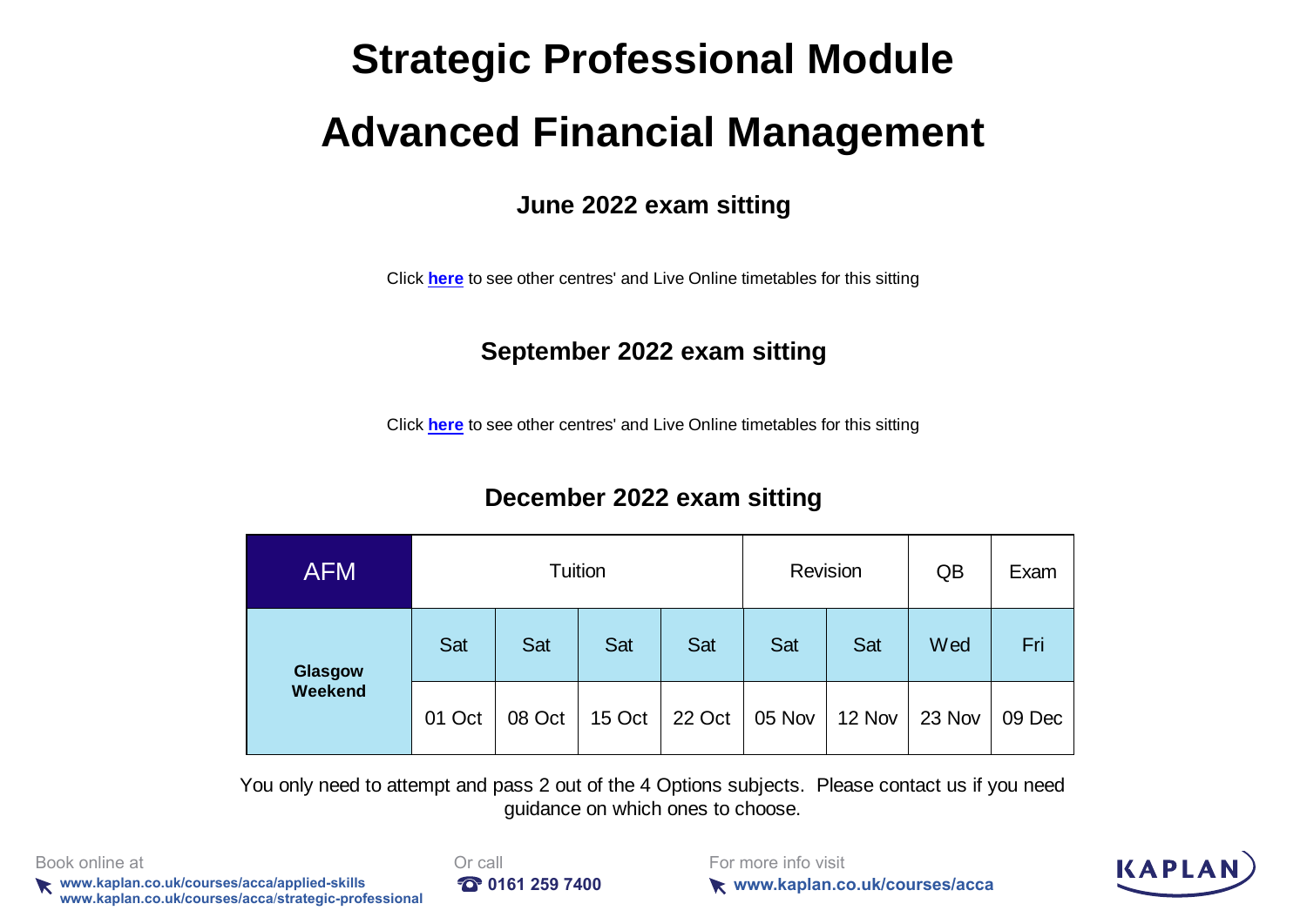# Strategic Professional Module

# Advanced Financial Management

### June 2022 exam sitting

Click **here** to see other centres' and Live Online timetables for this sitting

### September 2022 exam sitting

Click **here** to see other centres' and Live Online timetables for this sitting

### December 2022 exam sitting

| AFM | Tuition | | | | Revision | | QB | Exam |
|---|---|---|---|---|---|---|---|---|
| **Glasgow Weekend** | Sat | Sat | Sat | Sat | Sat | Sat | Wed | Fri |
| | 01 Oct | 08 Oct | 15 Oct | 22 Oct | 05 Nov | 12 Nov | 23 Nov | 09 Dec |

You only need to attempt and pass 2 out of the 4 Options subjects. Please contact us if you need guidance on which ones to choose.

Book online at
**www.kaplan.co.uk/courses/acca/applied-skills**
**www.kaplan.co.uk/courses/acca/strategic-professional**

Or call
**0161 259 7400**

For more info visit
**www.kaplan.co.uk/courses/acca**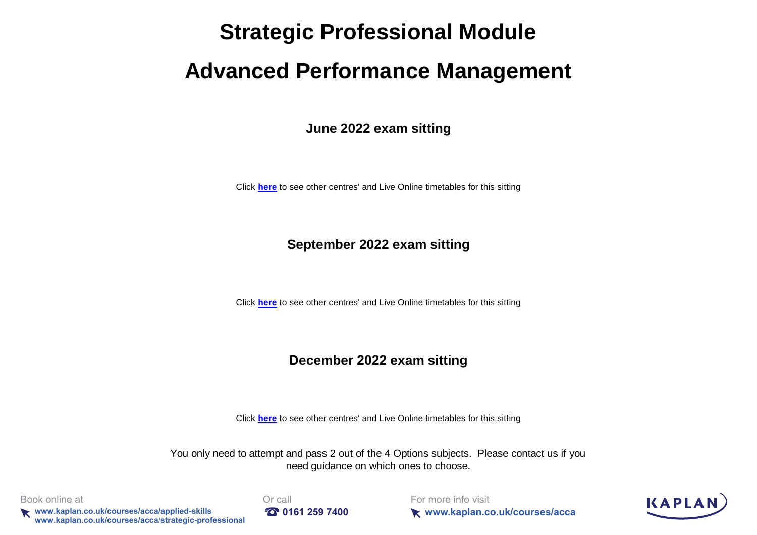# Strategic Professional Module

# Advanced Performance Management

## June 2022 exam sitting

Click **here** to see other centres' and Live Online timetables for this sitting

## September 2022 exam sitting

Click **here** to see other centres' and Live Online timetables for this sitting

## December 2022 exam sitting

Click **here** to see other centres' and Live Online timetables for this sitting

You only need to attempt and pass 2 out of the 4 Options subjects. Please contact us if you need guidance on which ones to choose.

Book online at
**www.kaplan.co.uk/courses/acca/applied-skills**
**www.kaplan.co.uk/courses/acca/strategic-professional**

Or call
**0161 259 7400**

For more info visit
**www.kaplan.co.uk/courses/acca**

KAPLAN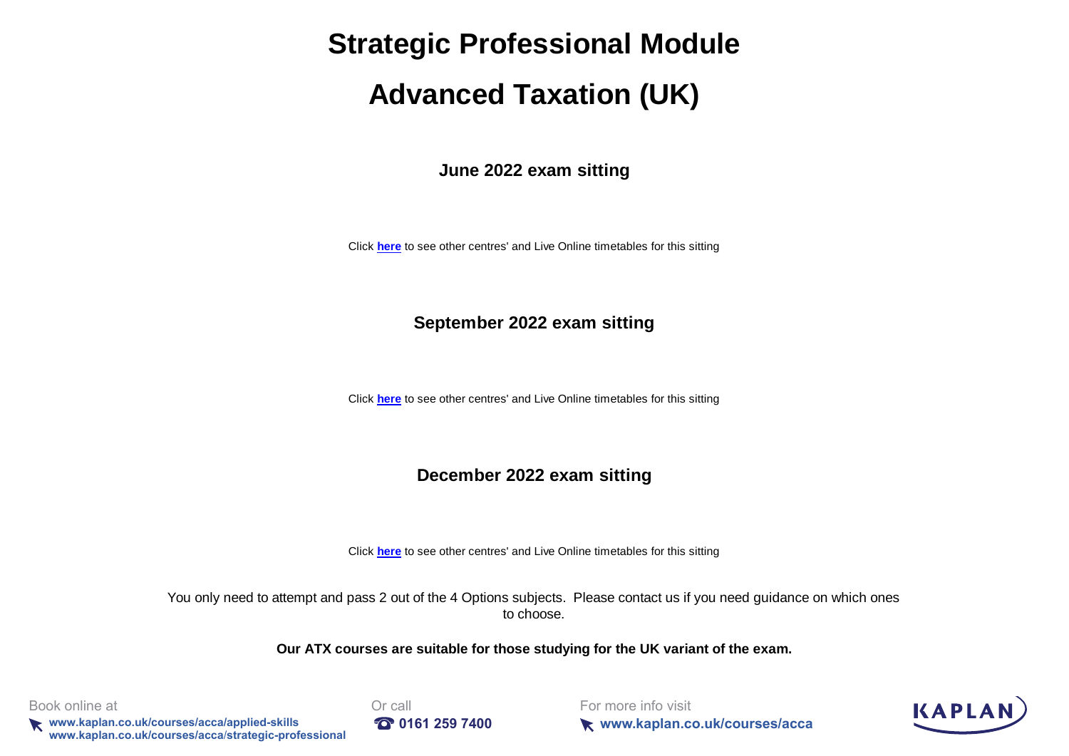# Strategic Professional Module

# Advanced Taxation (UK)

### June 2022 exam sitting

Click **here** to see other centres' and Live Online timetables for this sitting

### September 2022 exam sitting

Click **here** to see other centres' and Live Online timetables for this sitting

### December 2022 exam sitting

Click **here** to see other centres' and Live Online timetables for this sitting

You only need to attempt and pass 2 out of the 4 Options subjects. Please contact us if you need guidance on which ones to choose.

**Our ATX courses are suitable for those studying for the UK variant of the exam.**

Book online at
**www.kaplan.co.uk/courses/acca/applied-skills**
**www.kaplan.co.uk/courses/acca/strategic-professional**

Or call
**0161 259 7400**

For more info visit
**www.kaplan.co.uk/courses/acca**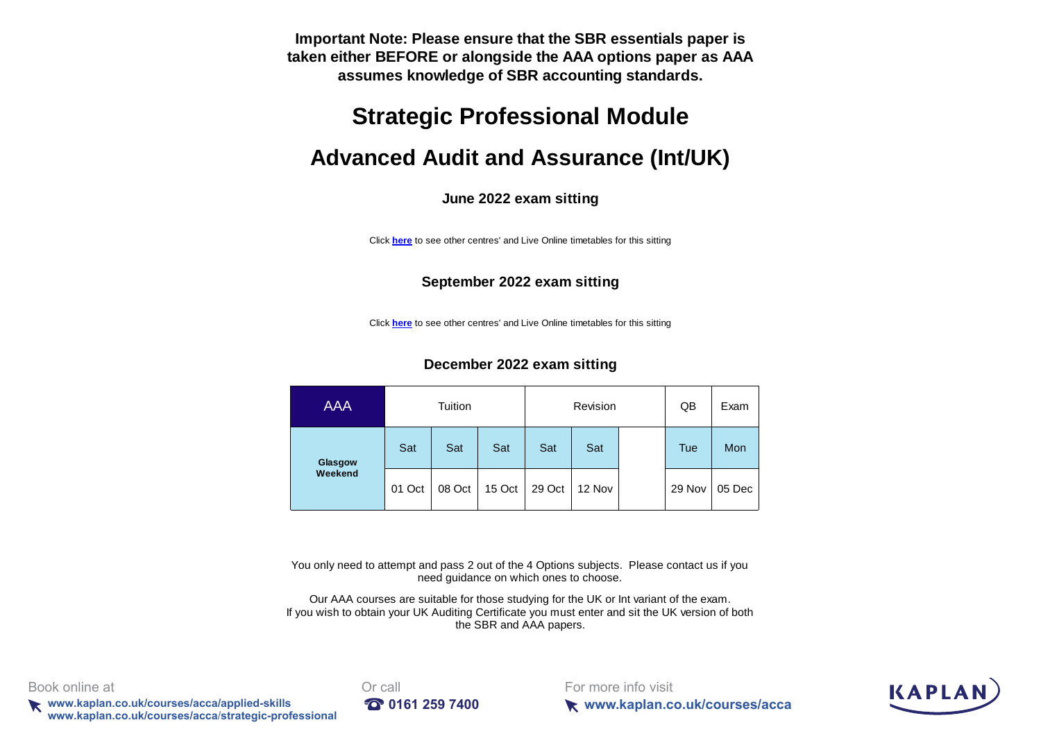**Important Note: Please ensure that the SBR essentials paper is taken either BEFORE or alongside the AAA options paper as AAA assumes knowledge of SBR accounting standards.**

# Strategic Professional Module

# Advanced Audit and Assurance (Int/UK)

### June 2022 exam sitting

Click **here** to see other centres' and Live Online timetables for this sitting

### September 2022 exam sitting

Click **here** to see other centres' and Live Online timetables for this sitting

### December 2022 exam sitting

| AAA | Tuition | | | Revision | | | QB | Exam |
|---|---|---|---|---|---|---|---|---|
| **Glasgow Weekend** | Sat | Sat | Sat | Sat | Sat | | Tue | Mon |
| | 01 Oct | 08 Oct | 15 Oct | 29 Oct | 12 Nov | | 29 Nov | 05 Dec |

You only need to attempt and pass 2 out of the 4 Options subjects. Please contact us if you need guidance on which ones to choose.

Our AAA courses are suitable for those studying for the UK or Int variant of the exam.
If you wish to obtain your UK Auditing Certificate you must enter and sit the UK version of both the SBR and AAA papers.

Book online at
**www.kaplan.co.uk/courses/acca/applied-skills**
**www.kaplan.co.uk/courses/acca/strategic-professional**

Or call
**0161 259 7400**

For more info visit
**www.kaplan.co.uk/courses/acca**